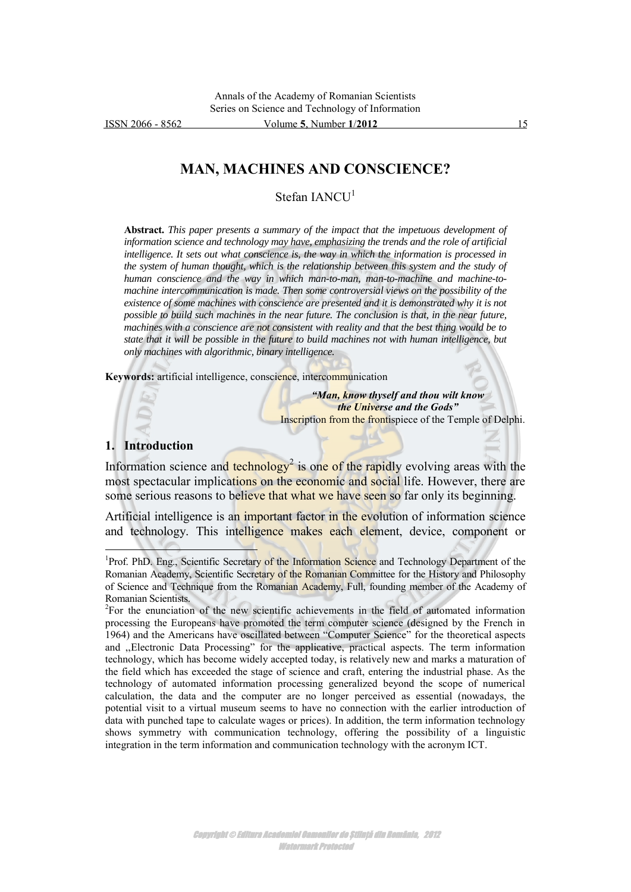# MAN, MACHINES AND CONSCIENCE?

Stefan IANCU[1]

**Abstract.** *This paper presents a summary of the impact that the impetuous development of information science and technology may have, emphasizing the trends and the role of artificial intelligence. It sets out what conscience is, the way in which the information is processed in the system of human thought, which is the relationship between this system and the study of human conscience and the way in which man-to-man, man-to-machine and machine-to-machine intercommunication is made. Then some controversial views on the possibility of the existence of some machines with conscience are presented and it is demonstrated why it is not possible to build such machines in the near future. The conclusion is that, in the near future, machines with a conscience are not consistent with reality and that the best thing would be to state that it will be possible in the future to build machines not with human intelligence, but only machines with algorithmic, binary intelligence.*

**Keywords:** artificial intelligence, conscience, intercommunication

> ***"Man, know thyself and thou wilt know the Universe and the Gods"***
> Inscription from the frontispiece of the Temple of Delphi.

## 1. Introduction

Information science and technology[2] is one of the rapidly evolving areas with the most spectacular implications on the economic and social life. However, there are some serious reasons to believe that what we have seen so far only its beginning.

Artificial intelligence is an important factor in the evolution of information science and technology. This intelligence makes each element, device, component or

---

[1]Prof. PhD. Eng., Scientific Secretary of the Information Science and Technology Department of the Romanian Academy, Scientific Secretary of the Romanian Committee for the History and Philosophy of Science and Technique from the Romanian Academy, Full, founding member of the Academy of Romanian Scientists.

[2]For the enunciation of the new scientific achievements in the field of automated information processing the Europeans have promoted the term computer science (designed by the French in 1964) and the Americans have oscillated between "Computer Science" for the theoretical aspects and ,,Electronic Data Processing" for the applicative, practical aspects. The term information technology, which has become widely accepted today, is relatively new and marks a maturation of the field which has exceeded the stage of science and craft, entering the industrial phase. As the technology of automated information processing generalized beyond the scope of numerical calculation, the data and the computer are no longer perceived as essential (nowadays, the potential visit to a virtual museum seems to have no connection with the earlier introduction of data with punched tape to calculate wages or prices). In addition, the term information technology shows symmetry with communication technology, offering the possibility of a linguistic integration in the term information and communication technology with the acronym ICT.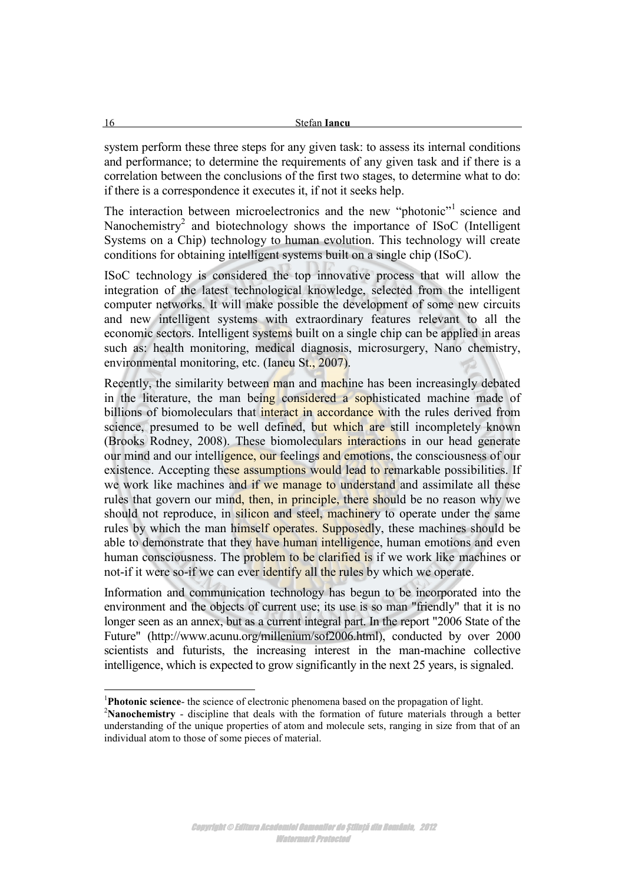system perform these three steps for any given task: to assess its internal conditions and performance; to determine the requirements of any given task and if there is a correlation between the conclusions of the first two stages, to determine what to do: if there is a correspondence it executes it, if not it seeks help.

The interaction between microelectronics and the new "photonic"[1] science and Nanochemistry[2] and biotechnology shows the importance of ISoC (Intelligent Systems on a Chip) technology to human evolution. This technology will create conditions for obtaining intelligent systems built on a single chip (ISoC).

ISoC technology is considered the top innovative process that will allow the integration of the latest technological knowledge, selected from the intelligent computer networks. It will make possible the development of some new circuits and new intelligent systems with extraordinary features relevant to all the economic sectors. Intelligent systems built on a single chip can be applied in areas such as: health monitoring, medical diagnosis, microsurgery, Nano chemistry, environmental monitoring, etc. (Iancu St., 2007).

Recently, the similarity between man and machine has been increasingly debated in the literature, the man being considered a sophisticated machine made of billions of biomoleculars that interact in accordance with the rules derived from science, presumed to be well defined, but which are still incompletely known (Brooks Rodney, 2008). These biomoleculars interactions in our head generate our mind and our intelligence, our feelings and emotions, the consciousness of our existence. Accepting these assumptions would lead to remarkable possibilities. If we work like machines and if we manage to understand and assimilate all these rules that govern our mind, then, in principle, there should be no reason why we should not reproduce, in silicon and steel, machinery to operate under the same rules by which the man himself operates. Supposedly, these machines should be able to demonstrate that they have human intelligence, human emotions and even human consciousness. The problem to be clarified is if we work like machines or not-if it were so-if we can ever identify all the rules by which we operate.

Information and communication technology has begun to be incorporated into the environment and the objects of current use; its use is so man "friendly" that it is no longer seen as an annex, but as a current integral part. In the report "2006 State of the Future" (http://www.acunu.org/millenium/sof2006.html), conducted by over 2000 scientists and futurists, the increasing interest in the man-machine collective intelligence, which is expected to grow significantly in the next 25 years, is signaled.

---

[1] **Photonic science**- the science of electronic phenomena based on the propagation of light.

[2] **Nanochemistry** - discipline that deals with the formation of future materials through a better understanding of the unique properties of atom and molecule sets, ranging in size from that of an individual atom to those of some pieces of material.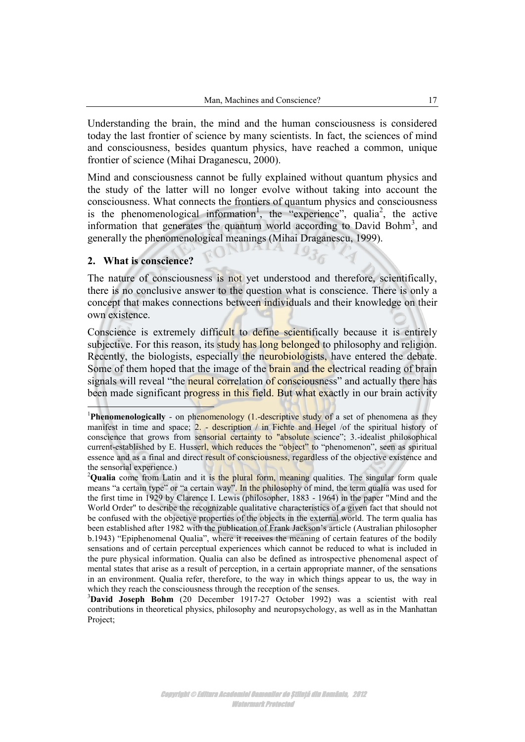Understanding the brain, the mind and the human consciousness is considered today the last frontier of science by many scientists. In fact, the sciences of mind and consciousness, besides quantum physics, have reached a common, unique frontier of science (Mihai Draganescu, 2000).

Mind and consciousness cannot be fully explained without quantum physics and the study of the latter will no longer evolve without taking into account the consciousness. What connects the frontiers of quantum physics and consciousness is the phenomenological information[1], the "experience", qualia[2], the active information that generates the quantum world according to David Bohm[3], and generally the phenomenological meanings (Mihai Draganescu, 1999).

## 2. What is conscience?

The nature of consciousness is not yet understood and therefore, scientifically, there is no conclusive answer to the question what is conscience. There is only a concept that makes connections between individuals and their knowledge on their own existence.

Conscience is extremely difficult to define scientifically because it is entirely subjective. For this reason, its study has long belonged to philosophy and religion. Recently, the biologists, especially the neurobiologists, have entered the debate. Some of them hoped that the image of the brain and the electrical reading of brain signals will reveal "the neural correlation of consciousness" and actually there has been made significant progress in this field. But what exactly in our brain activity

---

[1]**Phenomenologically** - on phenomenology (1.-descriptive study of a set of phenomena as they manifest in time and space; 2. - description / in Fichte and Hegel /of the spiritual history of conscience that grows from sensorial certainty to "absolute science"; 3.-idealist philosophical current-established by E. Husserl, which reduces the "object" to "phenomenon", seen as spiritual essence and as a final and direct result of consciousness, regardless of the objective existence and the sensorial experience.)

[2]**Qualia** come from Latin and it is the plural form, meaning qualities. The singular form quale means "a certain type" or "a certain way". In the philosophy of mind, the term qualia was used for the first time in 1929 by Clarence I. Lewis (philosopher, 1883 - 1964) in the paper "Mind and the World Order" to describe the recognizable qualitative characteristics of a given fact that should not be confused with the objective properties of the objects in the external world. The term qualia has been established after 1982 with the publication of Frank Jackson's article (Australian philosopher b.1943) "Epiphenomenal Qualia", where it receives the meaning of certain features of the bodily sensations and of certain perceptual experiences which cannot be reduced to what is included in the pure physical information. Qualia can also be defined as introspective phenomenal aspect of mental states that arise as a result of perception, in a certain appropriate manner, of the sensations in an environment. Qualia refer, therefore, to the way in which things appear to us, the way in which they reach the consciousness through the reception of the senses.

[3]**David Joseph Bohm** (20 December 1917-27 October 1992) was a scientist with real contributions in theoretical physics, philosophy and neuropsychology, as well as in the Manhattan Project;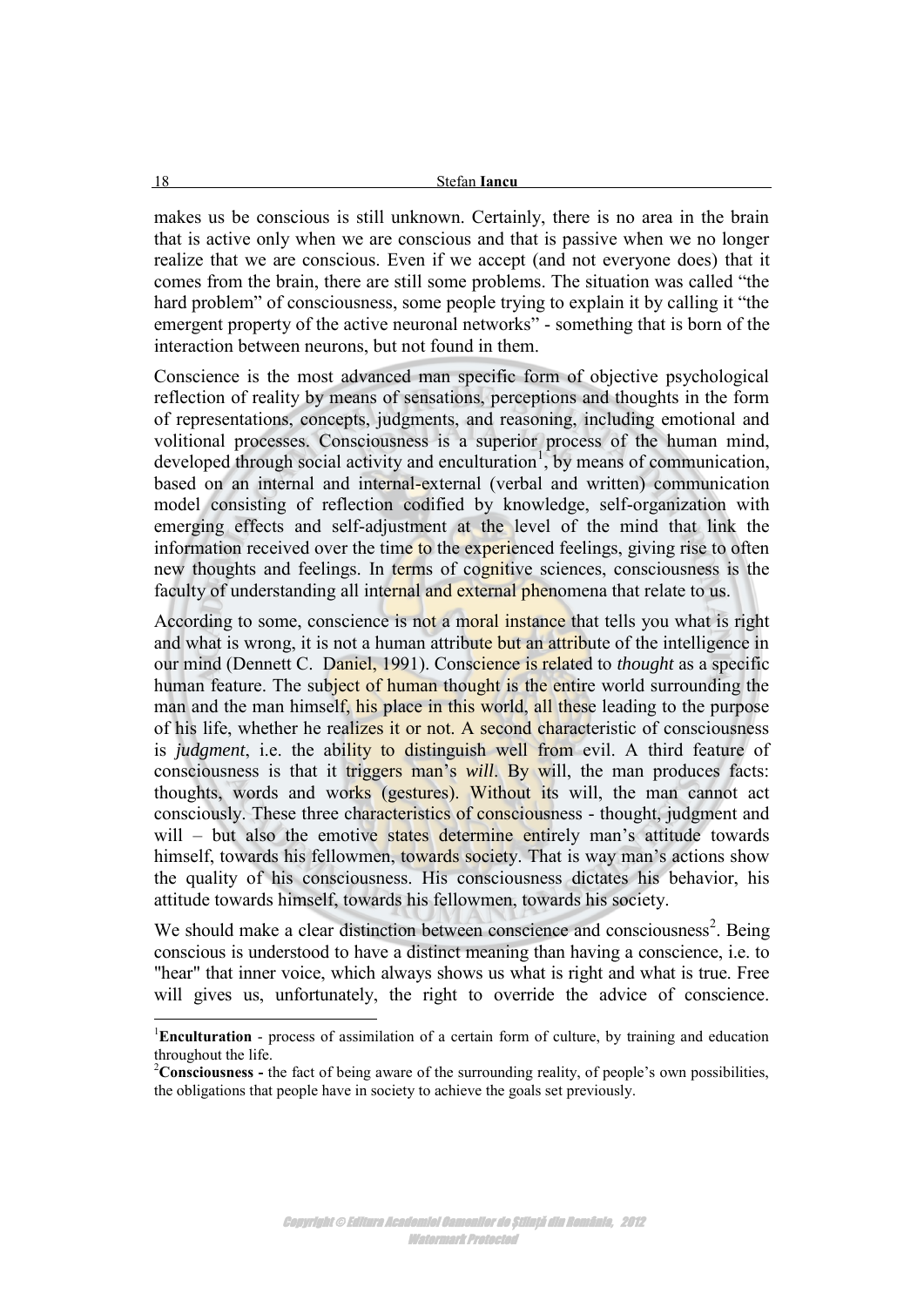makes us be conscious is still unknown. Certainly, there is no area in the brain that is active only when we are conscious and that is passive when we no longer realize that we are conscious. Even if we accept (and not everyone does) that it comes from the brain, there are still some problems. The situation was called "the hard problem" of consciousness, some people trying to explain it by calling it "the emergent property of the active neuronal networks" - something that is born of the interaction between neurons, but not found in them.

Conscience is the most advanced man specific form of objective psychological reflection of reality by means of sensations, perceptions and thoughts in the form of representations, concepts, judgments, and reasoning, including emotional and volitional processes. Consciousness is a superior process of the human mind, developed through social activity and enculturation[1], by means of communication, based on an internal and internal-external (verbal and written) communication model consisting of reflection codified by knowledge, self-organization with emerging effects and self-adjustment at the level of the mind that link the information received over the time to the experienced feelings, giving rise to often new thoughts and feelings. In terms of cognitive sciences, consciousness is the faculty of understanding all internal and external phenomena that relate to us.

According to some, conscience is not a moral instance that tells you what is right and what is wrong, it is not a human attribute but an attribute of the intelligence in our mind (Dennett C. Daniel, 1991). Conscience is related to *thought* as a specific human feature. The subject of human thought is the entire world surrounding the man and the man himself, his place in this world, all these leading to the purpose of his life, whether he realizes it or not. A second characteristic of consciousness is *judgment*, i.e. the ability to distinguish well from evil. A third feature of consciousness is that it triggers man's *will*. By will, the man produces facts: thoughts, words and works (gestures). Without its will, the man cannot act consciously. These three characteristics of consciousness - thought, judgment and will – but also the emotive states determine entirely man's attitude towards himself, towards his fellowmen, towards society. That is way man's actions show the quality of his consciousness. His consciousness dictates his behavior, his attitude towards himself, towards his fellowmen, towards his society.

We should make a clear distinction between conscience and consciousness[2]. Being conscious is understood to have a distinct meaning than having a conscience, i.e. to "hear" that inner voice, which always shows us what is right and what is true. Free will gives us, unfortunately, the right to override the advice of conscience.

---

[1]**Enculturation** - process of assimilation of a certain form of culture, by training and education throughout the life.

[2]**Consciousness -** the fact of being aware of the surrounding reality, of people's own possibilities, the obligations that people have in society to achieve the goals set previously.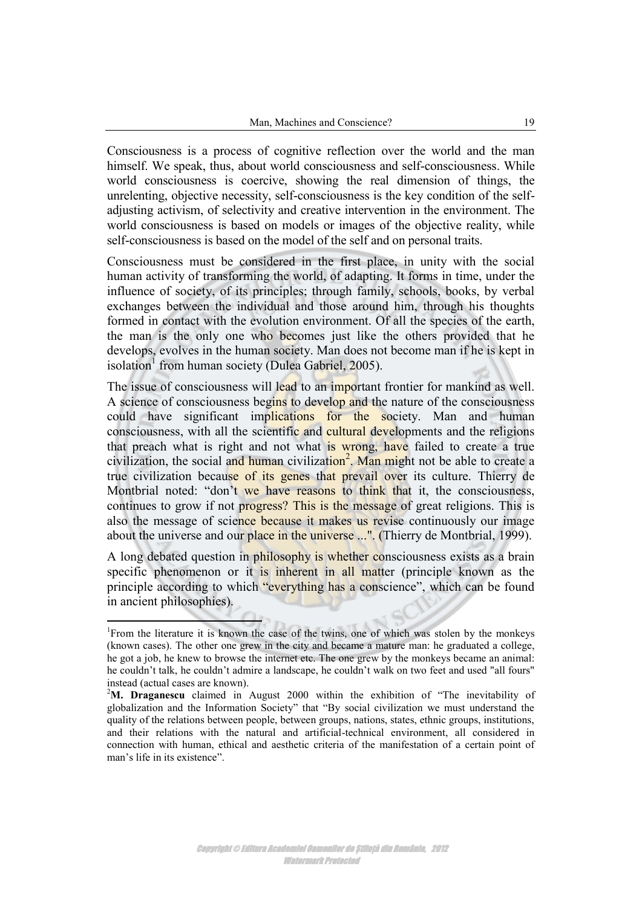Consciousness is a process of cognitive reflection over the world and the man himself. We speak, thus, about world consciousness and self-consciousness. While world consciousness is coercive, showing the real dimension of things, the unrelenting, objective necessity, self-consciousness is the key condition of the self-adjusting activism, of selectivity and creative intervention in the environment. The world consciousness is based on models or images of the objective reality, while self-consciousness is based on the model of the self and on personal traits.

Consciousness must be considered in the first place, in unity with the social human activity of transforming the world, of adapting. It forms in time, under the influence of society, of its principles; through family, schools, books, by verbal exchanges between the individual and those around him, through his thoughts formed in contact with the evolution environment. Of all the species of the earth, the man is the only one who becomes just like the others provided that he develops, evolves in the human society. Man does not become man if he is kept in isolation[1] from human society (Dulea Gabriel, 2005).

The issue of consciousness will lead to an important frontier for mankind as well. A science of consciousness begins to develop and the nature of the consciousness could have significant implications for the society. Man and human consciousness, with all the scientific and cultural developments and the religions that preach what is right and not what is wrong, have failed to create a true civilization, the social and human civilization[2]. Man might not be able to create a true civilization because of its genes that prevail over its culture. Thierry de Montbrial noted: "don't we have reasons to think that it, the consciousness, continues to grow if not progress? This is the message of great religions. This is also the message of science because it makes us revise continuously our image about the universe and our place in the universe ...". (Thierry de Montbrial, 1999).

A long debated question in philosophy is whether consciousness exists as a brain specific phenomenon or it is inherent in all matter (principle known as the principle according to which "everything has a conscience", which can be found in ancient philosophies).

---

[1]From the literature it is known the case of the twins, one of which was stolen by the monkeys (known cases). The other one grew in the city and became a mature man: he graduated a college, he got a job, he knew to browse the internet etc. The one grew by the monkeys became an animal: he couldn't talk, he couldn't admire a landscape, he couldn't walk on two feet and used "all fours" instead (actual cases are known).

[2]**M. Draganescu** claimed in August 2000 within the exhibition of "The inevitability of globalization and the Information Society" that "By social civilization we must understand the quality of the relations between people, between groups, nations, states, ethnic groups, institutions, and their relations with the natural and artificial-technical environment, all considered in connection with human, ethical and aesthetic criteria of the manifestation of a certain point of man's life in its existence".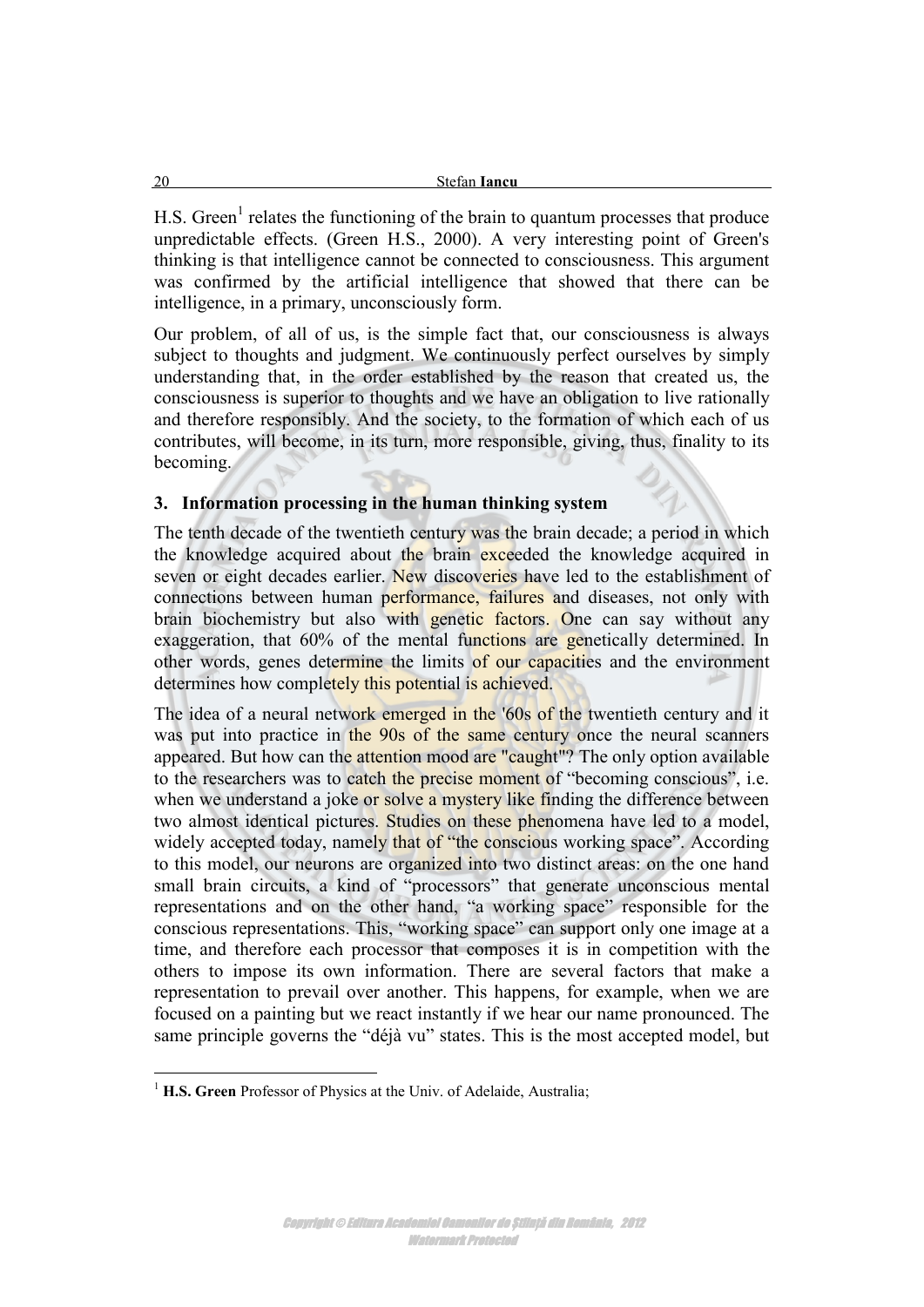H.S. Green[1] relates the functioning of the brain to quantum processes that produce unpredictable effects. (Green H.S., 2000). A very interesting point of Green's thinking is that intelligence cannot be connected to consciousness. This argument was confirmed by the artificial intelligence that showed that there can be intelligence, in a primary, unconsciously form.

Our problem, of all of us, is the simple fact that, our consciousness is always subject to thoughts and judgment. We continuously perfect ourselves by simply understanding that, in the order established by the reason that created us, the consciousness is superior to thoughts and we have an obligation to live rationally and therefore responsibly. And the society, to the formation of which each of us contributes, will become, in its turn, more responsible, giving, thus, finality to its becoming.

## 3. Information processing in the human thinking system

The tenth decade of the twentieth century was the brain decade; a period in which the knowledge acquired about the brain exceeded the knowledge acquired in seven or eight decades earlier. New discoveries have led to the establishment of connections between human performance, failures and diseases, not only with brain biochemistry but also with genetic factors. One can say without any exaggeration, that 60% of the mental functions are genetically determined. In other words, genes determine the limits of our capacities and the environment determines how completely this potential is achieved.

The idea of a neural network emerged in the '60s of the twentieth century and it was put into practice in the 90s of the same century once the neural scanners appeared. But how can the attention mood are "caught"? The only option available to the researchers was to catch the precise moment of "becoming conscious", i.e. when we understand a joke or solve a mystery like finding the difference between two almost identical pictures. Studies on these phenomena have led to a model, widely accepted today, namely that of "the conscious working space". According to this model, our neurons are organized into two distinct areas: on the one hand small brain circuits, a kind of "processors" that generate unconscious mental representations and on the other hand, "a working space" responsible for the conscious representations. This, "working space" can support only one image at a time, and therefore each processor that composes it is in competition with the others to impose its own information. There are several factors that make a representation to prevail over another. This happens, for example, when we are focused on a painting but we react instantly if we hear our name pronounced. The same principle governs the "déjà vu" states. This is the most accepted model, but

[1] **H.S. Green** Professor of Physics at the Univ. of Adelaide, Australia;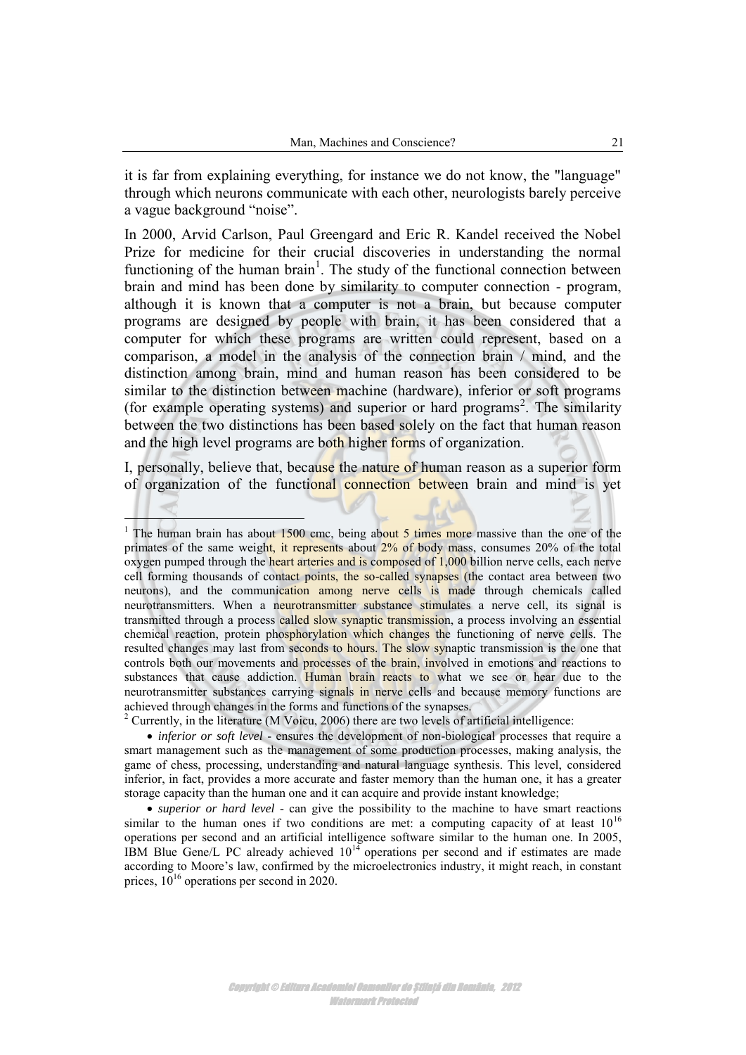it is far from explaining everything, for instance we do not know, the "language" through which neurons communicate with each other, neurologists barely perceive a vague background "noise".

In 2000, Arvid Carlson, Paul Greengard and Eric R. Kandel received the Nobel Prize for medicine for their crucial discoveries in understanding the normal functioning of the human brain[1]. The study of the functional connection between brain and mind has been done by similarity to computer connection - program, although it is known that a computer is not a brain, but because computer programs are designed by people with brain, it has been considered that a computer for which these programs are written could represent, based on a comparison, a model in the analysis of the connection brain / mind, and the distinction among brain, mind and human reason has been considered to be similar to the distinction between machine (hardware), inferior or soft programs (for example operating systems) and superior or hard programs[2]. The similarity between the two distinctions has been based solely on the fact that human reason and the high level programs are both higher forms of organization.

I, personally, believe that, because the nature of human reason as a superior form of organization of the functional connection between brain and mind is yet

---

[1] The human brain has about 1500 cmc, being about 5 times more massive than the one of the primates of the same weight, it represents about 2% of body mass, consumes 20% of the total oxygen pumped through the heart arteries and is composed of 1,000 billion nerve cells, each nerve cell forming thousands of contact points, the so-called synapses (the contact area between two neurons), and the communication among nerve cells is made through chemicals called neurotransmitters. When a neurotransmitter substance stimulates a nerve cell, its signal is transmitted through a process called slow synaptic transmission, a process involving an essential chemical reaction, protein phosphorylation which changes the functioning of nerve cells. The resulted changes may last from seconds to hours. The slow synaptic transmission is the one that controls both our movements and processes of the brain, involved in emotions and reactions to substances that cause addiction. Human brain reacts to what we see or hear due to the neurotransmitter substances carrying signals in nerve cells and because memory functions are achieved through changes in the forms and functions of the synapses.

[2] Currently, in the literature (M Voicu, 2006) there are two levels of artificial intelligence:

- *inferior or soft level* - ensures the development of non-biological processes that require a smart management such as the management of some production processes, making analysis, the game of chess, processing, understanding and natural language synthesis. This level, considered inferior, in fact, provides a more accurate and faster memory than the human one, it has a greater storage capacity than the human one and it can acquire and provide instant knowledge;
- *superior or hard level* - can give the possibility to the machine to have smart reactions similar to the human ones if two conditions are met: a computing capacity of at least $10^{16}$ operations per second and an artificial intelligence software similar to the human one. In 2005, IBM Blue Gene/L PC already achieved $10^{14}$ operations per second and if estimates are made according to Moore's law, confirmed by the microelectronics industry, it might reach, in constant prices, $10^{16}$ operations per second in 2020.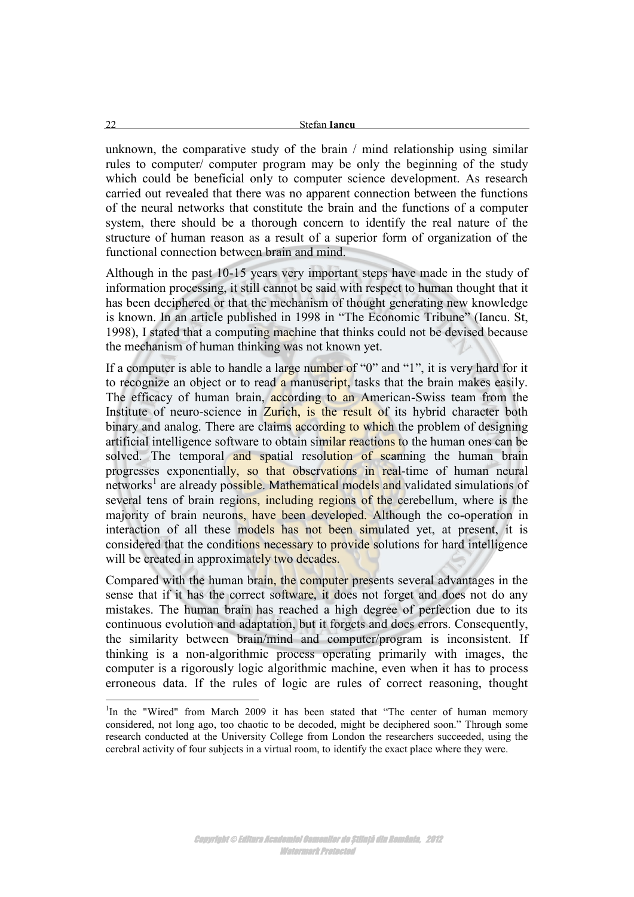unknown, the comparative study of the brain / mind relationship using similar rules to computer/ computer program may be only the beginning of the study which could be beneficial only to computer science development. As research carried out revealed that there was no apparent connection between the functions of the neural networks that constitute the brain and the functions of a computer system, there should be a thorough concern to identify the real nature of the structure of human reason as a result of a superior form of organization of the functional connection between brain and mind.

Although in the past 10-15 years very important steps have made in the study of information processing, it still cannot be said with respect to human thought that it has been deciphered or that the mechanism of thought generating new knowledge is known. In an article published in 1998 in "The Economic Tribune" (Iancu. St, 1998), I stated that a computing machine that thinks could not be devised because the mechanism of human thinking was not known yet.

If a computer is able to handle a large number of "0" and "1", it is very hard for it to recognize an object or to read a manuscript, tasks that the brain makes easily. The efficacy of human brain, according to an American-Swiss team from the Institute of neuro-science in Zurich, is the result of its hybrid character both binary and analog. There are claims according to which the problem of designing artificial intelligence software to obtain similar reactions to the human ones can be solved. The temporal and spatial resolution of scanning the human brain progresses exponentially, so that observations in real-time of human neural networks[1] are already possible. Mathematical models and validated simulations of several tens of brain regions, including regions of the cerebellum, where is the majority of brain neurons, have been developed. Although the co-operation in interaction of all these models has not been simulated yet, at present, it is considered that the conditions necessary to provide solutions for hard intelligence will be created in approximately two decades.

Compared with the human brain, the computer presents several advantages in the sense that if it has the correct software, it does not forget and does not do any mistakes. The human brain has reached a high degree of perfection due to its continuous evolution and adaptation, but it forgets and does errors. Consequently, the similarity between brain/mind and computer/program is inconsistent. If thinking is a non-algorithmic process operating primarily with images, the computer is a rigorously logic algorithmic machine, even when it has to process erroneous data. If the rules of logic are rules of correct reasoning, thought

[1]In the "Wired" from March 2009 it has been stated that "The center of human memory considered, not long ago, too chaotic to be decoded, might be deciphered soon." Through some research conducted at the University College from London the researchers succeeded, using the cerebral activity of four subjects in a virtual room, to identify the exact place where they were.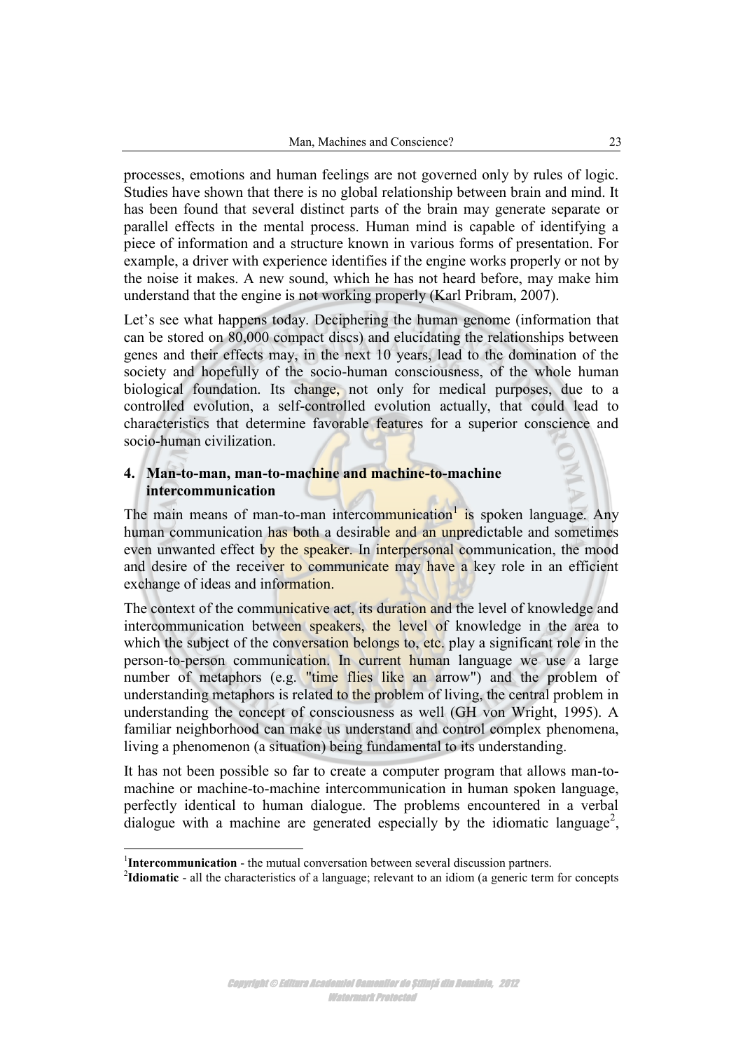processes, emotions and human feelings are not governed only by rules of logic. Studies have shown that there is no global relationship between brain and mind. It has been found that several distinct parts of the brain may generate separate or parallel effects in the mental process. Human mind is capable of identifying a piece of information and a structure known in various forms of presentation. For example, a driver with experience identifies if the engine works properly or not by the noise it makes. A new sound, which he has not heard before, may make him understand that the engine is not working properly (Karl Pribram, 2007).

Let's see what happens today. Deciphering the human genome (information that can be stored on 80,000 compact discs) and elucidating the relationships between genes and their effects may, in the next 10 years, lead to the domination of the society and hopefully of the socio-human consciousness, of the whole human biological foundation. Its change, not only for medical purposes, due to a controlled evolution, a self-controlled evolution actually, that could lead to characteristics that determine favorable features for a superior conscience and socio-human civilization.

## 4. Man-to-man, man-to-machine and machine-to-machine intercommunication

The main means of man-to-man intercommunication[1] is spoken language. Any human communication has both a desirable and an unpredictable and sometimes even unwanted effect by the speaker. In interpersonal communication, the mood and desire of the receiver to communicate may have a key role in an efficient exchange of ideas and information.

The context of the communicative act, its duration and the level of knowledge and intercommunication between speakers, the level of knowledge in the area to which the subject of the conversation belongs to, etc. play a significant role in the person-to-person communication. In current human language we use a large number of metaphors (e.g. "time flies like an arrow") and the problem of understanding metaphors is related to the problem of living, the central problem in understanding the concept of consciousness as well (GH von Wright, 1995). A familiar neighborhood can make us understand and control complex phenomena, living a phenomenon (a situation) being fundamental to its understanding.

It has not been possible so far to create a computer program that allows man-to-machine or machine-to-machine intercommunication in human spoken language, perfectly identical to human dialogue. The problems encountered in a verbal dialogue with a machine are generated especially by the idiomatic language[2],

[1] **Intercommunication** - the mutual conversation between several discussion partners.

[2] **Idiomatic** - all the characteristics of a language; relevant to an idiom (a generic term for concepts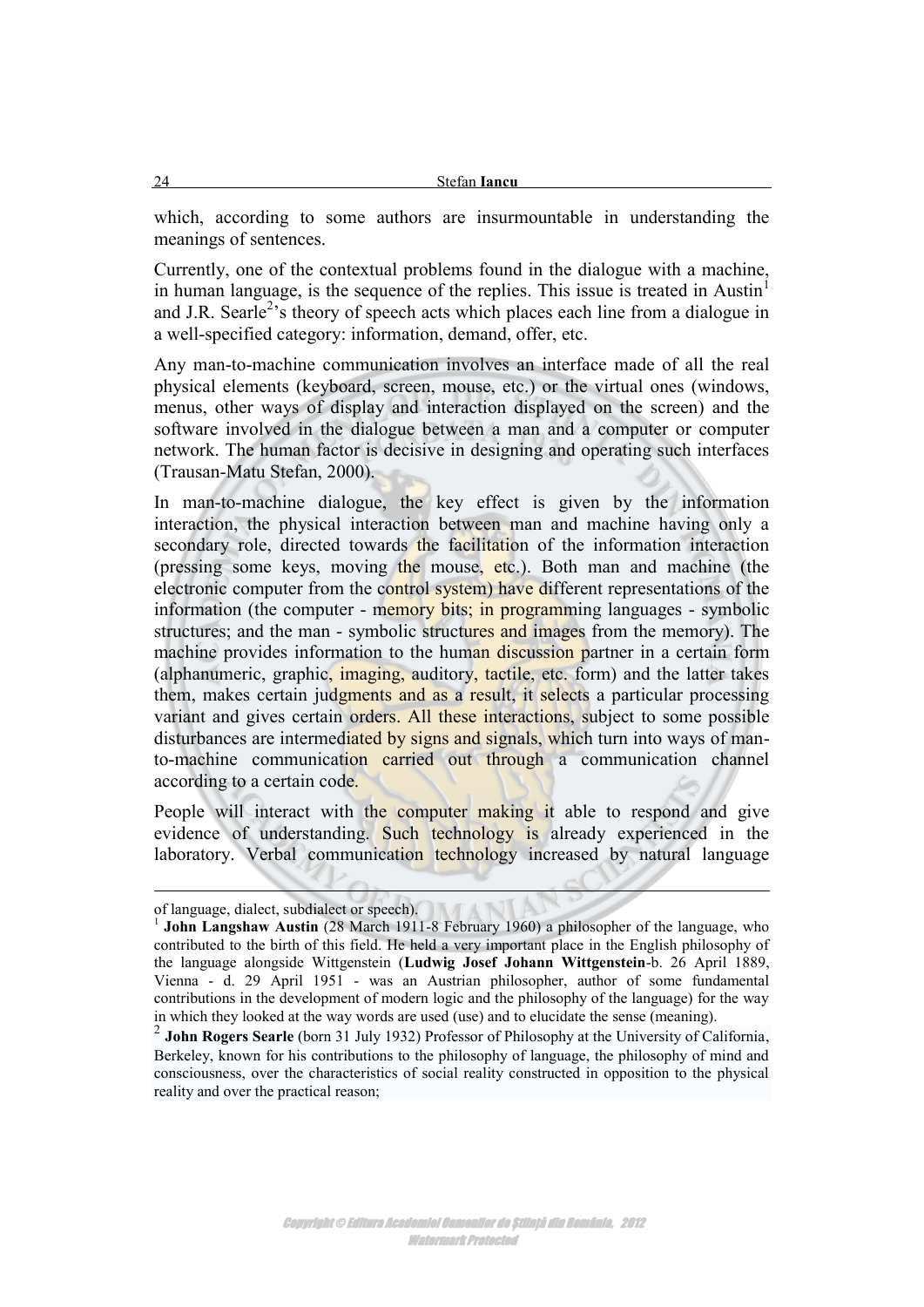which, according to some authors are insurmountable in understanding the meanings of sentences.

Currently, one of the contextual problems found in the dialogue with a machine, in human language, is the sequence of the replies. This issue is treated in Austin[1] and J.R. Searle[2]'s theory of speech acts which places each line from a dialogue in a well-specified category: information, demand, offer, etc.

Any man-to-machine communication involves an interface made of all the real physical elements (keyboard, screen, mouse, etc.) or the virtual ones (windows, menus, other ways of display and interaction displayed on the screen) and the software involved in the dialogue between a man and a computer or computer network. The human factor is decisive in designing and operating such interfaces (Trausan-Matu Stefan, 2000).

In man-to-machine dialogue, the key effect is given by the information interaction, the physical interaction between man and machine having only a secondary role, directed towards the facilitation of the information interaction (pressing some keys, moving the mouse, etc.). Both man and machine (the electronic computer from the control system) have different representations of the information (the computer - memory bits; in programming languages - symbolic structures; and the man - symbolic structures and images from the memory). The machine provides information to the human discussion partner in a certain form (alphanumeric, graphic, imaging, auditory, tactile, etc. form) and the latter takes them, makes certain judgments and as a result, it selects a particular processing variant and gives certain orders. All these interactions, subject to some possible disturbances are intermediated by signs and signals, which turn into ways of man-to-machine communication carried out through a communication channel according to a certain code.

People will interact with the computer making it able to respond and give evidence of understanding. Such technology is already experienced in the laboratory. Verbal communication technology increased by natural language

---

of language, dialect, subdialect or speech).

[1] **John Langshaw Austin** (28 March 1911-8 February 1960) a philosopher of the language, who contributed to the birth of this field. He held a very important place in the English philosophy of the language alongside Wittgenstein (**Ludwig Josef Johann Wittgenstein**-b. 26 April 1889, Vienna - d. 29 April 1951 - was an Austrian philosopher, author of some fundamental contributions in the development of modern logic and the philosophy of the language) for the way in which they looked at the way words are used (use) and to elucidate the sense (meaning).

[2] **John Rogers Searle** (born 31 July 1932) Professor of Philosophy at the University of California, Berkeley, known for his contributions to the philosophy of language, the philosophy of mind and consciousness, over the characteristics of social reality constructed in opposition to the physical reality and over the practical reason;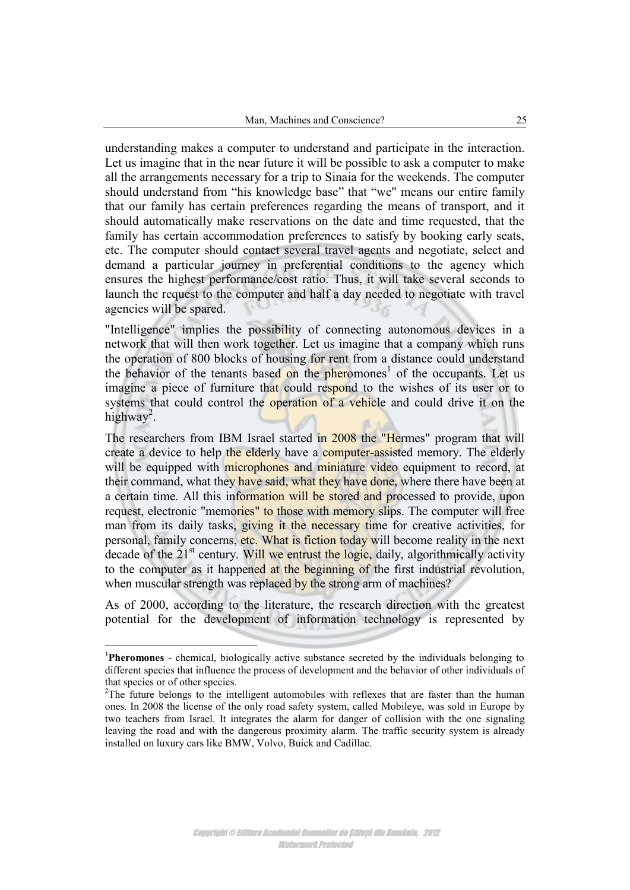understanding makes a computer to understand and participate in the interaction. Let us imagine that in the near future it will be possible to ask a computer to make all the arrangements necessary for a trip to Sinaia for the weekends. The computer should understand from "his knowledge base" that "we" means our entire family that our family has certain preferences regarding the means of transport, and it should automatically make reservations on the date and time requested, that the family has certain accommodation preferences to satisfy by booking early seats, etc. The computer should contact several travel agents and negotiate, select and demand a particular journey in preferential conditions to the agency which ensures the highest performance/cost ratio. Thus, it will take several seconds to launch the request to the computer and half a day needed to negotiate with travel agencies will be spared.

"Intelligence" implies the possibility of connecting autonomous devices in a network that will then work together. Let us imagine that a company which runs the operation of 800 blocks of housing for rent from a distance could understand the behavior of the tenants based on the pheromones[1] of the occupants. Let us imagine a piece of furniture that could respond to the wishes of its user or to systems that could control the operation of a vehicle and could drive it on the highway[2].

The researchers from IBM Israel started in 2008 the "Hermes" program that will create a device to help the elderly have a computer-assisted memory. The elderly will be equipped with microphones and miniature video equipment to record, at their command, what they have said, what they have done, where there have been at a certain time. All this information will be stored and processed to provide, upon request, electronic "memories" to those with memory slips. The computer will free man from its daily tasks, giving it the necessary time for creative activities, for personal, family concerns, etc. What is fiction today will become reality in the next decade of the 21st century. Will we entrust the logic, daily, algorithmically activity to the computer as it happened at the beginning of the first industrial revolution, when muscular strength was replaced by the strong arm of machines?

As of 2000, according to the literature, the research direction with the greatest potential for the development of information technology is represented by

---

[1]**Pheromones** - chemical, biologically active substance secreted by the individuals belonging to different species that influence the process of development and the behavior of other individuals of that species or of other species.

[2]The future belongs to the intelligent automobiles with reflexes that are faster than the human ones. In 2008 the license of the only road safety system, called Mobileye, was sold in Europe by two teachers from Israel. It integrates the alarm for danger of collision with the one signaling leaving the road and with the dangerous proximity alarm. The traffic security system is already installed on luxury cars like BMW, Volvo, Buick and Cadillac.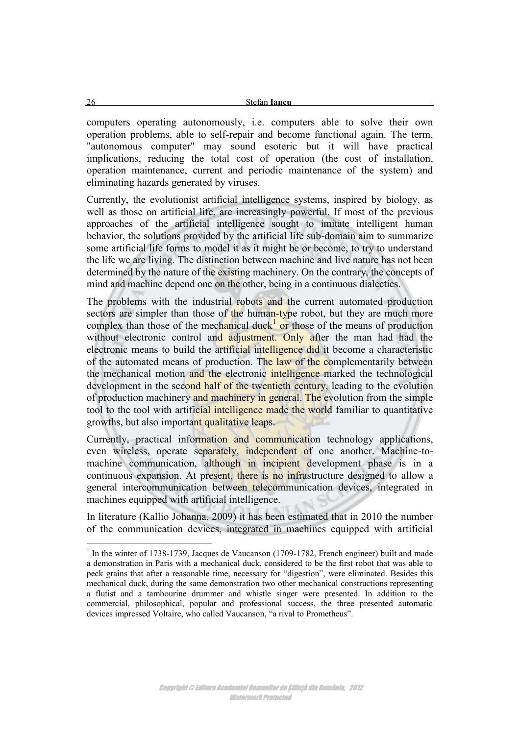computers operating autonomously, i.e. computers able to solve their own operation problems, able to self-repair and become functional again. The term, "autonomous computer" may sound esoteric but it will have practical implications, reducing the total cost of operation (the cost of installation, operation maintenance, current and periodic maintenance of the system) and eliminating hazards generated by viruses.

Currently, the evolutionist artificial intelligence systems, inspired by biology, as well as those on artificial life, are increasingly powerful. If most of the previous approaches of the artificial intelligence sought to imitate intelligent human behavior, the solutions provided by the artificial life sub-domain aim to summarize some artificial life forms to model it as it might be or become, to try to understand the life we are living. The distinction between machine and live nature has not been determined by the nature of the existing machinery. On the contrary, the concepts of mind and machine depend one on the other, being in a continuous dialectics.

The problems with the industrial robots and the current automated production sectors are simpler than those of the human-type robot, but they are much more complex than those of the mechanical duck[1] or those of the means of production without electronic control and adjustment. Only after the man had had the electronic means to build the artificial intelligence did it become a characteristic of the automated means of production. The law of the complementarily between the mechanical motion and the electronic intelligence marked the technological development in the second half of the twentieth century, leading to the evolution of production machinery and machinery in general. The evolution from the simple tool to the tool with artificial intelligence made the world familiar to quantitative growths, but also important qualitative leaps.

Currently, practical information and communication technology applications, even wireless, operate separately, independent of one another. Machine-to-machine communication, although in incipient development phase is in a continuous expansion. At present, there is no infrastructure designed to allow a general intercommunication between telecommunication devices, integrated in machines equipped with artificial intelligence.

In literature (Kallio Johanna, 2009) it has been estimated that in 2010 the number of the communication devices, integrated in machines equipped with artificial

---

[1] In the winter of 1738-1739, Jacques de Vaucanson (1709-1782, French engineer) built and made a demonstration in Paris with a mechanical duck, considered to be the first robot that was able to peck grains that after a reasonable time, necessary for "digestion", were eliminated. Besides this mechanical duck, during the same demonstration two other mechanical constructions representing a flutist and a tambourine drummer and whistle singer were presented. In addition to the commercial, philosophical, popular and professional success, the three presented automatic devices impressed Voltaire, who called Vaucanson, "a rival to Prometheus".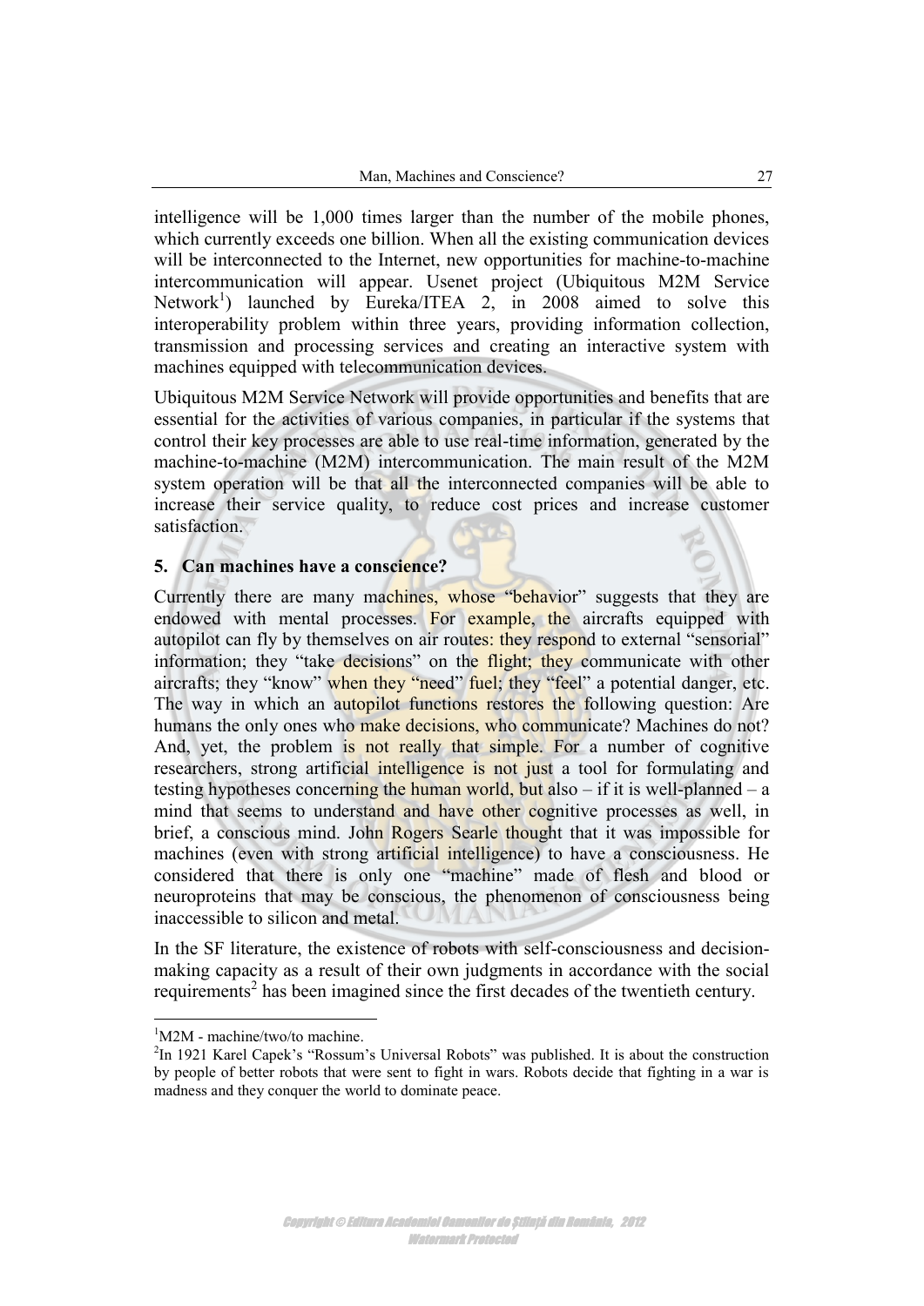intelligence will be 1,000 times larger than the number of the mobile phones, which currently exceeds one billion. When all the existing communication devices will be interconnected to the Internet, new opportunities for machine-to-machine intercommunication will appear. Usenet project (Ubiquitous M2M Service Network[1]) launched by Eureka/ITEA 2, in 2008 aimed to solve this interoperability problem within three years, providing information collection, transmission and processing services and creating an interactive system with machines equipped with telecommunication devices.

Ubiquitous M2M Service Network will provide opportunities and benefits that are essential for the activities of various companies, in particular if the systems that control their key processes are able to use real-time information, generated by the machine-to-machine (M2M) intercommunication. The main result of the M2M system operation will be that all the interconnected companies will be able to increase their service quality, to reduce cost prices and increase customer satisfaction.

## 5. Can machines have a conscience?

Currently there are many machines, whose "behavior" suggests that they are endowed with mental processes. For example, the aircrafts equipped with autopilot can fly by themselves on air routes: they respond to external "sensorial" information; they "take decisions" on the flight; they communicate with other aircrafts; they "know" when they "need" fuel; they "feel" a potential danger, etc. The way in which an autopilot functions restores the following question: Are humans the only ones who make decisions, who communicate? Machines do not? And, yet, the problem is not really that simple. For a number of cognitive researchers, strong artificial intelligence is not just a tool for formulating and testing hypotheses concerning the human world, but also – if it is well-planned – a mind that seems to understand and have other cognitive processes as well, in brief, a conscious mind. John Rogers Searle thought that it was impossible for machines (even with strong artificial intelligence) to have a consciousness. He considered that there is only one "machine" made of flesh and blood or neuroproteins that may be conscious, the phenomenon of consciousness being inaccessible to silicon and metal.

In the SF literature, the existence of robots with self-consciousness and decision-making capacity as a result of their own judgments in accordance with the social requirements[2] has been imagined since the first decades of the twentieth century.

---

[1]M2M - machine/two/to machine.

[2]In 1921 Karel Capek's "Rossum's Universal Robots" was published. It is about the construction by people of better robots that were sent to fight in wars. Robots decide that fighting in a war is madness and they conquer the world to dominate peace.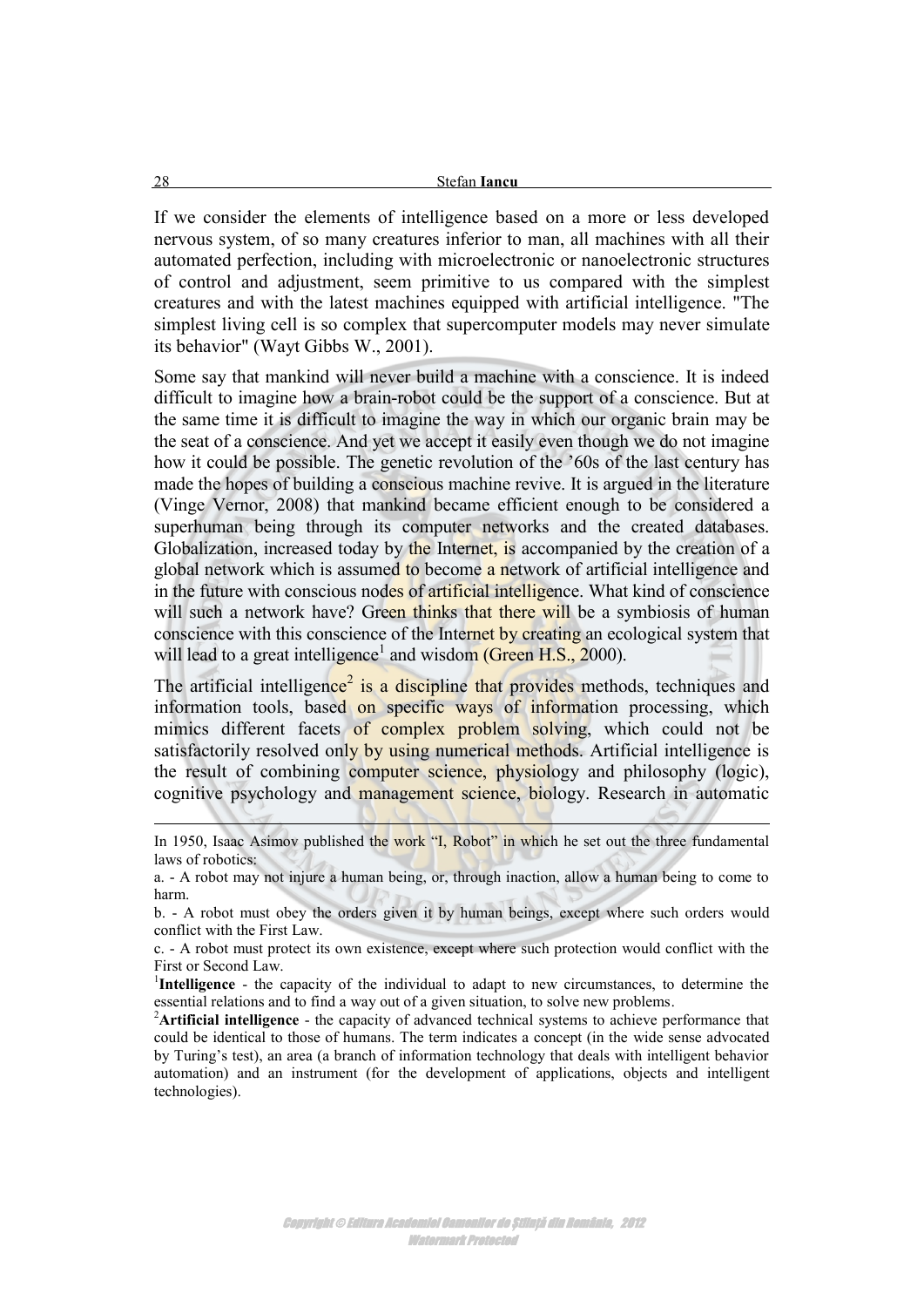If we consider the elements of intelligence based on a more or less developed nervous system, of so many creatures inferior to man, all machines with all their automated perfection, including with microelectronic or nanoelectronic structures of control and adjustment, seem primitive to us compared with the simplest creatures and with the latest machines equipped with artificial intelligence. "The simplest living cell is so complex that supercomputer models may never simulate its behavior" (Wayt Gibbs W., 2001).

Some say that mankind will never build a machine with a conscience. It is indeed difficult to imagine how a brain-robot could be the support of a conscience. But at the same time it is difficult to imagine the way in which our organic brain may be the seat of a conscience. And yet we accept it easily even though we do not imagine how it could be possible. The genetic revolution of the '60s of the last century has made the hopes of building a conscious machine revive. It is argued in the literature (Vinge Vernor, 2008) that mankind became efficient enough to be considered a superhuman being through its computer networks and the created databases. Globalization, increased today by the Internet, is accompanied by the creation of a global network which is assumed to become a network of artificial intelligence and in the future with conscious nodes of artificial intelligence. What kind of conscience will such a network have? Green thinks that there will be a symbiosis of human conscience with this conscience of the Internet by creating an ecological system that will lead to a great intelligence[1] and wisdom (Green H.S., 2000).

The artificial intelligence[2] is a discipline that provides methods, techniques and information tools, based on specific ways of information processing, which mimics different facets of complex problem solving, which could not be satisfactorily resolved only by using numerical methods. Artificial intelligence is the result of combining computer science, physiology and philosophy (logic), cognitive psychology and management science, biology. Research in automatic

---

In 1950, Isaac Asimov published the work "I, Robot" in which he set out the three fundamental laws of robotics:

a. - A robot may not injure a human being, or, through inaction, allow a human being to come to harm.

b. - A robot must obey the orders given it by human beings, except where such orders would conflict with the First Law.

c. - A robot must protect its own existence, except where such protection would conflict with the First or Second Law.

[1]**Intelligence** - the capacity of the individual to adapt to new circumstances, to determine the essential relations and to find a way out of a given situation, to solve new problems.

[2]**Artificial intelligence** - the capacity of advanced technical systems to achieve performance that could be identical to those of humans. The term indicates a concept (in the wide sense advocated by Turing's test), an area (a branch of information technology that deals with intelligent behavior automation) and an instrument (for the development of applications, objects and intelligent technologies).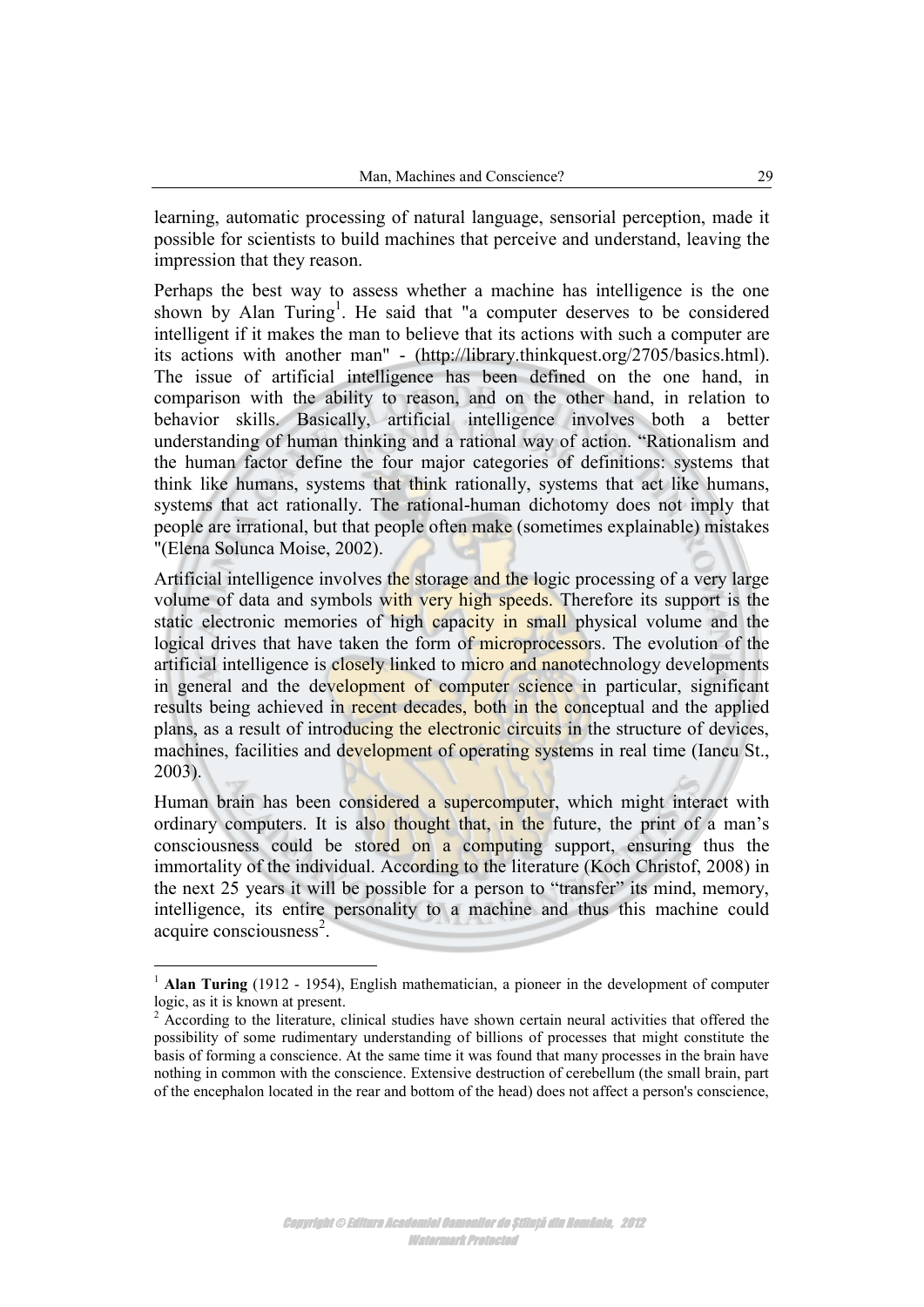learning, automatic processing of natural language, sensorial perception, made it possible for scientists to build machines that perceive and understand, leaving the impression that they reason.

Perhaps the best way to assess whether a machine has intelligence is the one shown by Alan Turing[1]. He said that "a computer deserves to be considered intelligent if it makes the man to believe that its actions with such a computer are its actions with another man" - (http://library.thinkquest.org/2705/basics.html). The issue of artificial intelligence has been defined on the one hand, in comparison with the ability to reason, and on the other hand, in relation to behavior skills. Basically, artificial intelligence involves both a better understanding of human thinking and a rational way of action. "Rationalism and the human factor define the four major categories of definitions: systems that think like humans, systems that think rationally, systems that act like humans, systems that act rationally. The rational-human dichotomy does not imply that people are irrational, but that people often make (sometimes explainable) mistakes "(Elena Solunca Moise, 2002).

Artificial intelligence involves the storage and the logic processing of a very large volume of data and symbols with very high speeds. Therefore its support is the static electronic memories of high capacity in small physical volume and the logical drives that have taken the form of microprocessors. The evolution of the artificial intelligence is closely linked to micro and nanotechnology developments in general and the development of computer science in particular, significant results being achieved in recent decades, both in the conceptual and the applied plans, as a result of introducing the electronic circuits in the structure of devices, machines, facilities and development of operating systems in real time (Iancu St., 2003).

Human brain has been considered a supercomputer, which might interact with ordinary computers. It is also thought that, in the future, the print of a man's consciousness could be stored on a computing support, ensuring thus the immortality of the individual. According to the literature (Koch Christof, 2008) in the next 25 years it will be possible for a person to "transfer" its mind, memory, intelligence, its entire personality to a machine and thus this machine could acquire consciousness[2].

---

[1] **Alan Turing** (1912 - 1954), English mathematician, a pioneer in the development of computer logic, as it is known at present.

[2] According to the literature, clinical studies have shown certain neural activities that offered the possibility of some rudimentary understanding of billions of processes that might constitute the basis of forming a conscience. At the same time it was found that many processes in the brain have nothing in common with the conscience. Extensive destruction of cerebellum (the small brain, part of the encephalon located in the rear and bottom of the head) does not affect a person's conscience,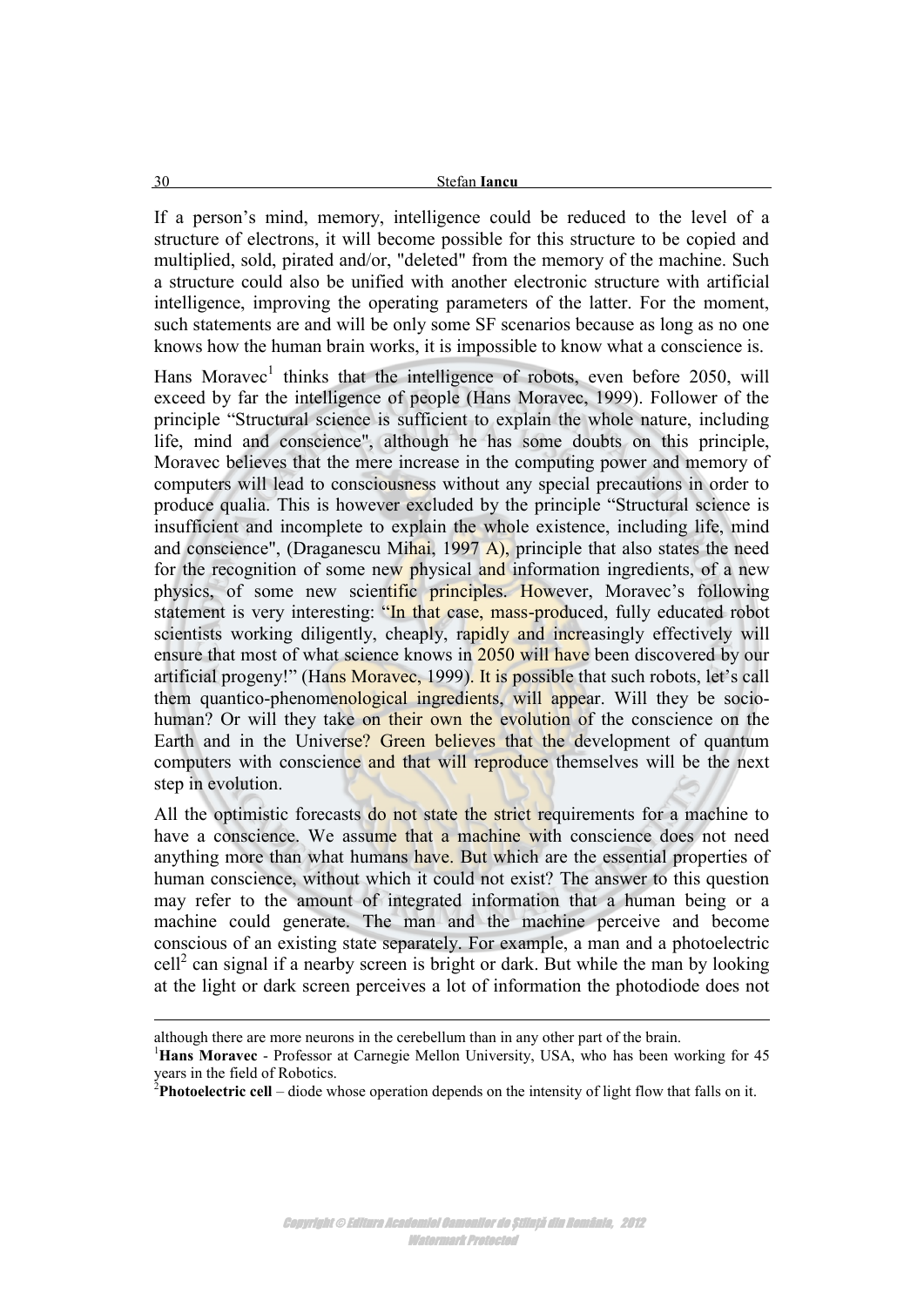If a person's mind, memory, intelligence could be reduced to the level of a structure of electrons, it will become possible for this structure to be copied and multiplied, sold, pirated and/or, "deleted" from the memory of the machine. Such a structure could also be unified with another electronic structure with artificial intelligence, improving the operating parameters of the latter. For the moment, such statements are and will be only some SF scenarios because as long as no one knows how the human brain works, it is impossible to know what a conscience is.

Hans Moravec[1] thinks that the intelligence of robots, even before 2050, will exceed by far the intelligence of people (Hans Moravec, 1999). Follower of the principle "Structural science is sufficient to explain the whole nature, including life, mind and conscience", although he has some doubts on this principle, Moravec believes that the mere increase in the computing power and memory of computers will lead to consciousness without any special precautions in order to produce qualia. This is however excluded by the principle "Structural science is insufficient and incomplete to explain the whole existence, including life, mind and conscience", (Draganescu Mihai, 1997 A), principle that also states the need for the recognition of some new physical and information ingredients, of a new physics, of some new scientific principles. However, Moravec's following statement is very interesting: "In that case, mass-produced, fully educated robot scientists working diligently, cheaply, rapidly and increasingly effectively will ensure that most of what science knows in 2050 will have been discovered by our artificial progeny!" (Hans Moravec, 1999). It is possible that such robots, let's call them quantico-phenomenological ingredients, will appear. Will they be socio-human? Or will they take on their own the evolution of the conscience on the Earth and in the Universe? Green believes that the development of quantum computers with conscience and that will reproduce themselves will be the next step in evolution.

All the optimistic forecasts do not state the strict requirements for a machine to have a conscience. We assume that a machine with conscience does not need anything more than what humans have. But which are the essential properties of human conscience, without which it could not exist? The answer to this question may refer to the amount of integrated information that a human being or a machine could generate. The man and the machine perceive and become conscious of an existing state separately. For example, a man and a photoelectric cell[2] can signal if a nearby screen is bright or dark. But while the man by looking at the light or dark screen perceives a lot of information the photodiode does not

---

although there are more neurons in the cerebellum than in any other part of the brain.

[1] **Hans Moravec** - Professor at Carnegie Mellon University, USA, who has been working for 45 years in the field of Robotics.

[2] **Photoelectric cell** – diode whose operation depends on the intensity of light flow that falls on it.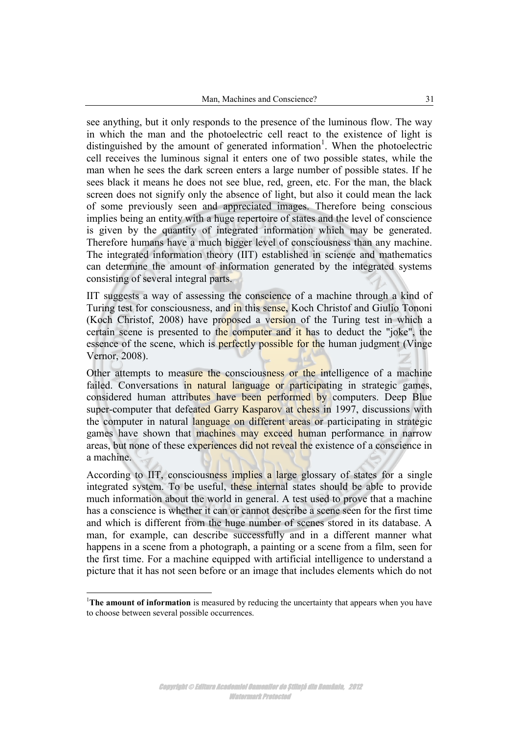see anything, but it only responds to the presence of the luminous flow. The way in which the man and the photoelectric cell react to the existence of light is distinguished by the amount of generated information[1]. When the photoelectric cell receives the luminous signal it enters one of two possible states, while the man when he sees the dark screen enters a large number of possible states. If he sees black it means he does not see blue, red, green, etc. For the man, the black screen does not signify only the absence of light, but also it could mean the lack of some previously seen and appreciated images. Therefore being conscious implies being an entity with a huge repertoire of states and the level of conscience is given by the quantity of integrated information which may be generated. Therefore humans have a much bigger level of consciousness than any machine. The integrated information theory (IIT) established in science and mathematics can determine the amount of information generated by the integrated systems consisting of several integral parts.

IIT suggests a way of assessing the conscience of a machine through a kind of Turing test for consciousness, and in this sense, Koch Christof and Giulio Tononi (Koch Christof, 2008) have proposed a version of the Turing test in which a certain scene is presented to the computer and it has to deduct the "joke", the essence of the scene, which is perfectly possible for the human judgment (Vinge Vernor, 2008).

Other attempts to measure the consciousness or the intelligence of a machine failed. Conversations in natural language or participating in strategic games, considered human attributes have been performed by computers. Deep Blue super-computer that defeated Garry Kasparov at chess in 1997, discussions with the computer in natural language on different areas or participating in strategic games have shown that machines may exceed human performance in narrow areas, but none of these experiences did not reveal the existence of a conscience in a machine.

According to IIT, consciousness implies a large glossary of states for a single integrated system. To be useful, these internal states should be able to provide much information about the world in general. A test used to prove that a machine has a conscience is whether it can or cannot describe a scene seen for the first time and which is different from the huge number of scenes stored in its database. A man, for example, can describe successfully and in a different manner what happens in a scene from a photograph, a painting or a scene from a film, seen for the first time. For a machine equipped with artificial intelligence to understand a picture that it has not seen before or an image that includes elements which do not

[1]**The amount of information** is measured by reducing the uncertainty that appears when you have to choose between several possible occurrences.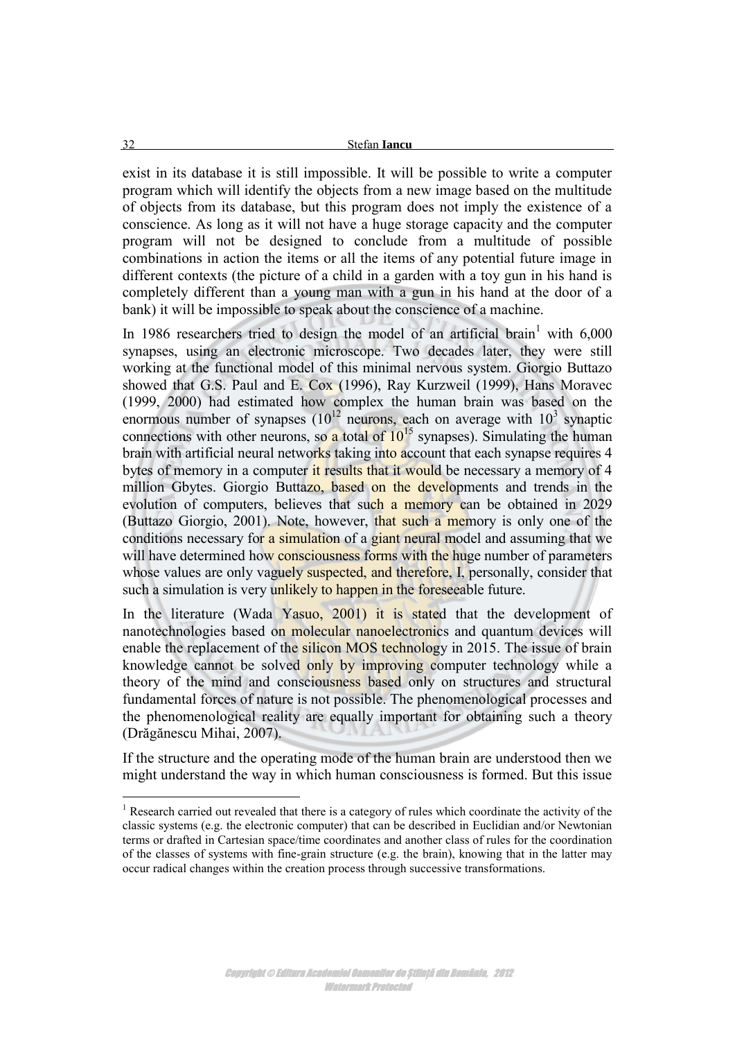exist in its database it is still impossible. It will be possible to write a computer program which will identify the objects from a new image based on the multitude of objects from its database, but this program does not imply the existence of a conscience. As long as it will not have a huge storage capacity and the computer program will not be designed to conclude from a multitude of possible combinations in action the items or all the items of any potential future image in different contexts (the picture of a child in a garden with a toy gun in his hand is completely different than a young man with a gun in his hand at the door of a bank) it will be impossible to speak about the conscience of a machine.

In 1986 researchers tried to design the model of an artificial brain[1] with 6,000 synapses, using an electronic microscope. Two decades later, they were still working at the functional model of this minimal nervous system. Giorgio Buttazo showed that G.S. Paul and E. Cox (1996), Ray Kurzweil (1999), Hans Moravec (1999, 2000) had estimated how complex the human brain was based on the enormous number of synapses ($10^{12}$ neurons, each on average with $10^{3}$ synaptic connections with other neurons, so a total of $10^{15}$ synapses). Simulating the human brain with artificial neural networks taking into account that each synapse requires 4 bytes of memory in a computer it results that it would be necessary a memory of 4 million Gbytes. Giorgio Buttazo, based on the developments and trends in the evolution of computers, believes that such a memory can be obtained in 2029 (Buttazo Giorgio, 2001). Note, however, that such a memory is only one of the conditions necessary for a simulation of a giant neural model and assuming that we will have determined how consciousness forms with the huge number of parameters whose values are only vaguely suspected, and therefore, I, personally, consider that such a simulation is very unlikely to happen in the foreseeable future.

In the literature (Wada Yasuo, 2001) it is stated that the development of nanotechnologies based on molecular nanoelectronics and quantum devices will enable the replacement of the silicon MOS technology in 2015. The issue of brain knowledge cannot be solved only by improving computer technology while a theory of the mind and consciousness based only on structures and structural fundamental forces of nature is not possible. The phenomenological processes and the phenomenological reality are equally important for obtaining such a theory (Drăgănescu Mihai, 2007).

If the structure and the operating mode of the human brain are understood then we might understand the way in which human consciousness is formed. But this issue

---

[1] Research carried out revealed that there is a category of rules which coordinate the activity of the classic systems (e.g. the electronic computer) that can be described in Euclidian and/or Newtonian terms or drafted in Cartesian space/time coordinates and another class of rules for the coordination of the classes of systems with fine-grain structure (e.g. the brain), knowing that in the latter may occur radical changes within the creation process through successive transformations.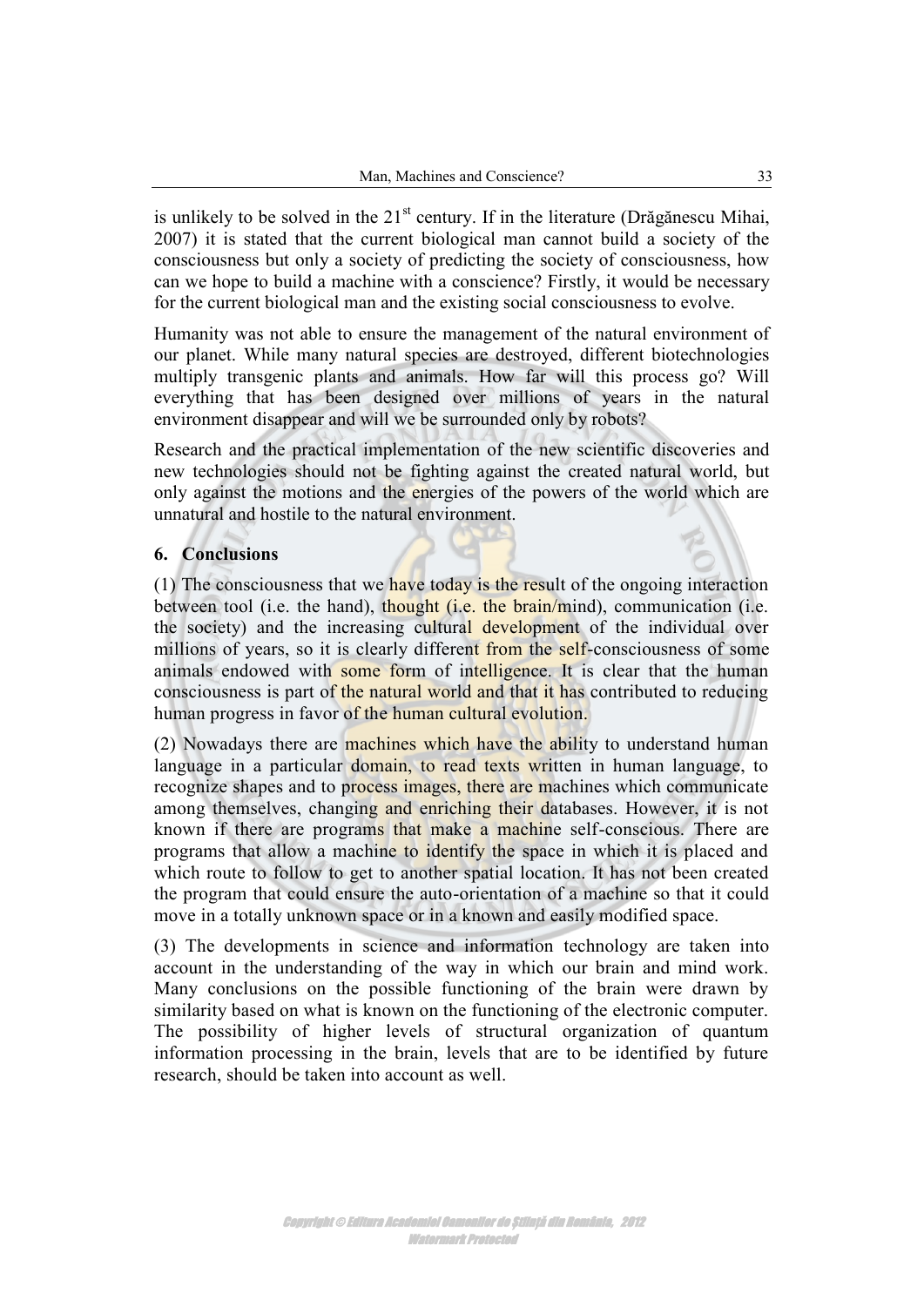is unlikely to be solved in the 21$^{st}$ century. If in the literature (Drăgănescu Mihai, 2007) it is stated that the current biological man cannot build a society of the consciousness but only a society of predicting the society of consciousness, how can we hope to build a machine with a conscience? Firstly, it would be necessary for the current biological man and the existing social consciousness to evolve.

Humanity was not able to ensure the management of the natural environment of our planet. While many natural species are destroyed, different biotechnologies multiply transgenic plants and animals. How far will this process go? Will everything that has been designed over millions of years in the natural environment disappear and will we be surrounded only by robots?

Research and the practical implementation of the new scientific discoveries and new technologies should not be fighting against the created natural world, but only against the motions and the energies of the powers of the world which are unnatural and hostile to the natural environment.

## 6. Conclusions

(1) The consciousness that we have today is the result of the ongoing interaction between tool (i.e. the hand), thought (i.e. the brain/mind), communication (i.e. the society) and the increasing cultural development of the individual over millions of years, so it is clearly different from the self-consciousness of some animals endowed with some form of intelligence. It is clear that the human consciousness is part of the natural world and that it has contributed to reducing human progress in favor of the human cultural evolution.

(2) Nowadays there are machines which have the ability to understand human language in a particular domain, to read texts written in human language, to recognize shapes and to process images, there are machines which communicate among themselves, changing and enriching their databases. However, it is not known if there are programs that make a machine self-conscious. There are programs that allow a machine to identify the space in which it is placed and which route to follow to get to another spatial location. It has not been created the program that could ensure the auto-orientation of a machine so that it could move in a totally unknown space or in a known and easily modified space.

(3) The developments in science and information technology are taken into account in the understanding of the way in which our brain and mind work. Many conclusions on the possible functioning of the brain were drawn by similarity based on what is known on the functioning of the electronic computer. The possibility of higher levels of structural organization of quantum information processing in the brain, levels that are to be identified by future research, should be taken into account as well.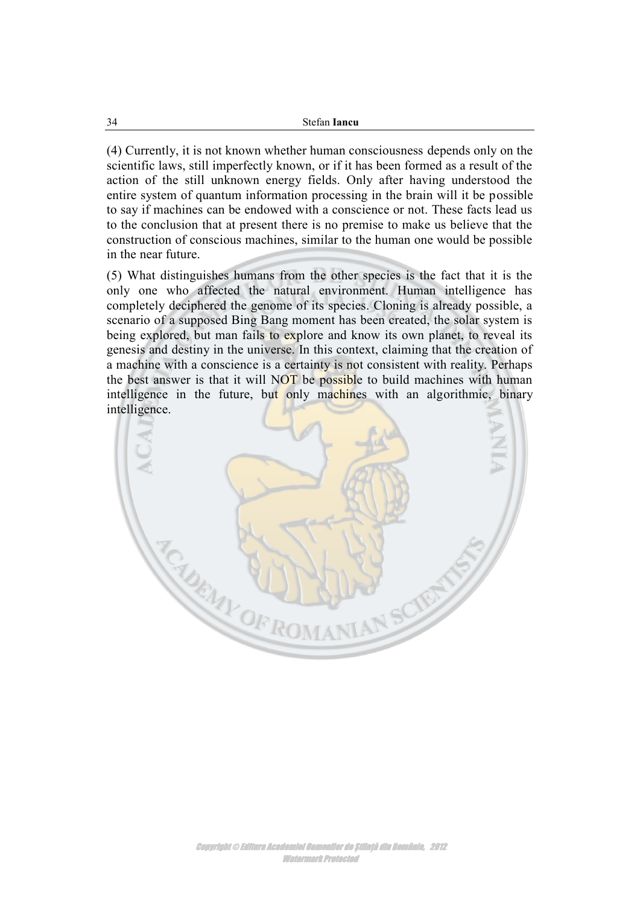(4) Currently, it is not known whether human consciousness depends only on the scientific laws, still imperfectly known, or if it has been formed as a result of the action of the still unknown energy fields. Only after having understood the entire system of quantum information processing in the brain will it be possible to say if machines can be endowed with a conscience or not. These facts lead us to the conclusion that at present there is no premise to make us believe that the construction of conscious machines, similar to the human one would be possible in the near future.

(5) What distinguishes humans from the other species is the fact that it is the only one who affected the natural environment. Human intelligence has completely deciphered the genome of its species. Cloning is already possible, a scenario of a supposed Bing Bang moment has been created, the solar system is being explored, but man fails to explore and know its own planet, to reveal its genesis and destiny in the universe. In this context, claiming that the creation of a machine with a conscience is a certainty is not consistent with reality. Perhaps the best answer is that it will NOT be possible to build machines with human intelligence in the future, but only machines with an algorithmic, binary intelligence.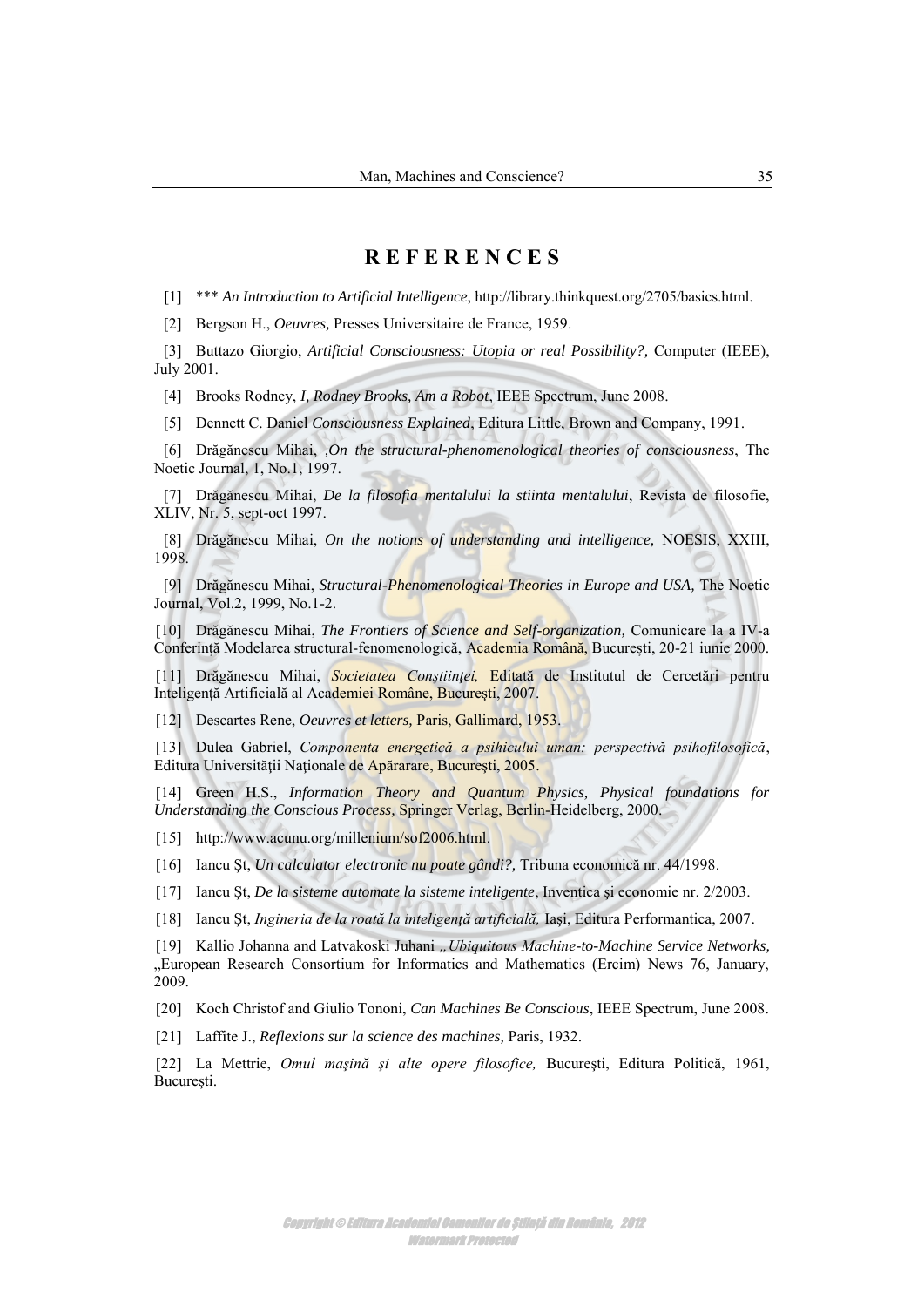# REFERENCES

[1] *** *An Introduction to Artificial Intelligence*, http://library.thinkquest.org/2705/basics.html.

[2] Bergson H., *Oeuvres,* Presses Universitaire de France, 1959.

[3] Buttazo Giorgio, *Artificial Consciousness: Utopia or real Possibility?,* Computer (IEEE), July 2001.

[4] Brooks Rodney, *I, Rodney Brooks, Am a Robot*, IEEE Spectrum, June 2008.

[5] Dennett C. Daniel *Consciousness Explained*, Editura Little, Brown and Company, 1991.

[6] Drăgănescu Mihai, *,On the structural-phenomenological theories of consciousness*, The Noetic Journal, 1, No.1, 1997.

[7] Drăgănescu Mihai, *De la filosofia mentalului la stiinta mentalului*, Revista de filosofie, XLIV, Nr. 5, sept-oct 1997.

[8] Drăgănescu Mihai, *On the notions of understanding and intelligence,* NOESIS, XXIII, 1998.

[9] Drăgănescu Mihai, *Structural-Phenomenological Theories in Europe and USA,* The Noetic Journal, Vol.2, 1999, No.1-2.

[10] Drăgănescu Mihai, *The Frontiers of Science and Self-organization,* Comunicare la a IV-a Conferinţă Modelarea structural-fenomenologică, Academia Română, Bucureşti, 20-21 iunie 2000.

[11] Drăgănescu Mihai, *Societatea Conştiinţei,* Editată de Institutul de Cercetări pentru Inteligenţă Artificială al Academiei Române, Bucureşti, 2007.

[12] Descartes Rene, *Oeuvres et letters,* Paris, Gallimard, 1953.

[13] Dulea Gabriel, *Componenta energetică a psihicului uman: perspectivă psihofilosofică*, Editura Universităţii Naţionale de Apărarare, Bucureşti, 2005.

[14] Green H.S., *Information Theory and Quantum Physics, Physical foundations for Understanding the Conscious Process,* Springer Verlag, Berlin-Heidelberg, 2000.

[15] http://www.acunu.org/millenium/sof2006.html.

[16] Iancu Şt, *Un calculator electronic nu poate gândi?,* Tribuna economică nr. 44/1998.

[17] Iancu Şt, *De la sisteme automate la sisteme inteligente*, Inventica şi economie nr. 2/2003.

[18] Iancu Şt, *Ingineria de la roată la inteligenţă artificială,* Iaşi, Editura Performantica, 2007.

[19] Kallio Johanna and Latvakoski Juhani *„Ubiquitous Machine-to-Machine Service Networks,* „European Research Consortium for Informatics and Mathematics (Ercim) News 76, January, 2009.

[20] Koch Christof and Giulio Tononi, *Can Machines Be Conscious*, IEEE Spectrum, June 2008.

[21] Laffite J., *Reflexions sur la science des machines,* Paris, 1932.

[22] La Mettrie, *Omul maşină şi alte opere filosofice,* Bucureşti, Editura Politică, 1961, Bucureşti.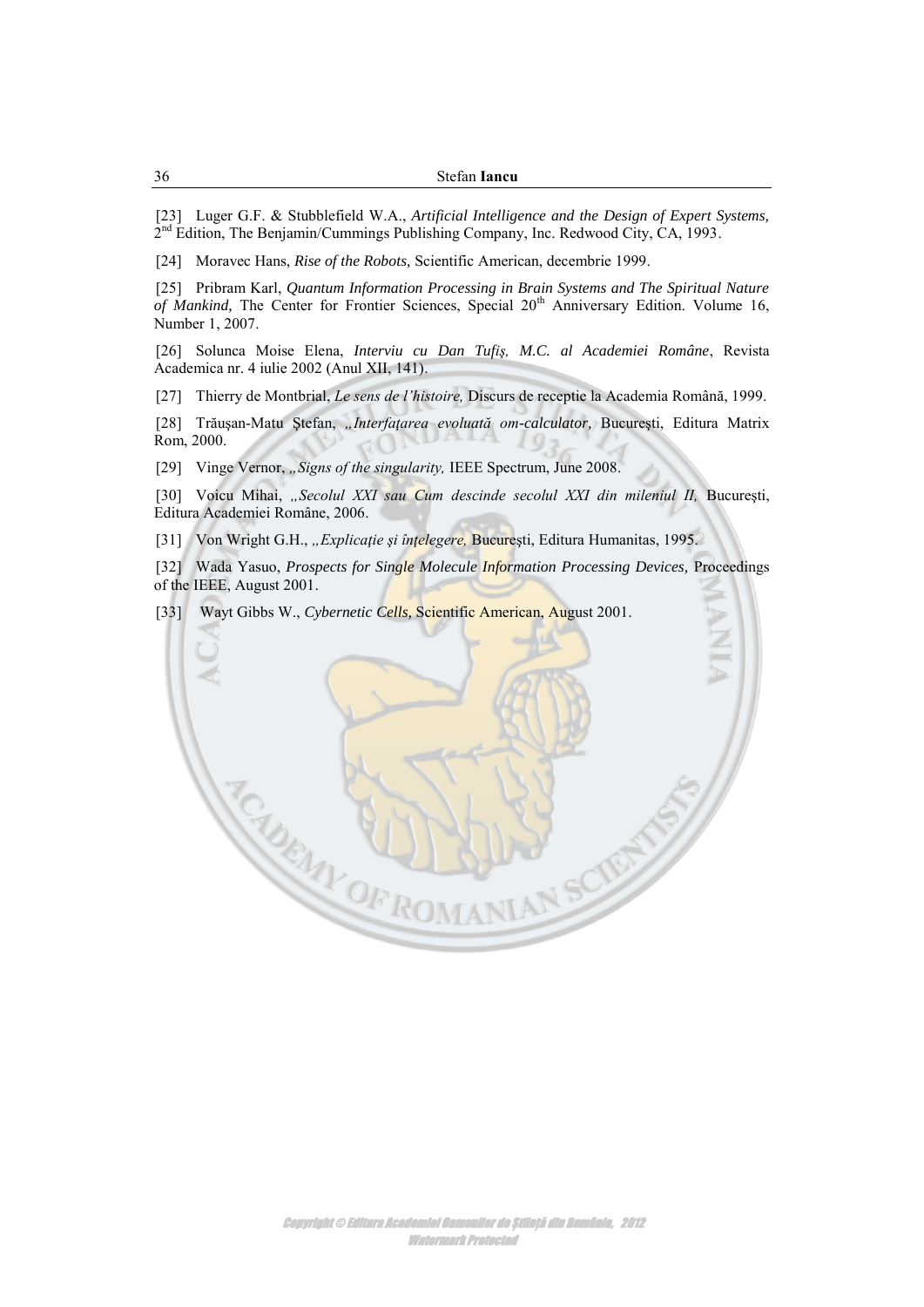[23] Luger G.F. & Stubblefield W.A., *Artificial Intelligence and the Design of Expert Systems,* 2nd Edition, The Benjamin/Cummings Publishing Company, Inc. Redwood City, CA, 1993.

[24] Moravec Hans, *Rise of the Robots,* Scientific American, decembrie 1999.

[25] Pribram Karl, *Quantum Information Processing in Brain Systems and The Spiritual Nature of Mankind,* The Center for Frontier Sciences, Special 20th Anniversary Edition. Volume 16, Number 1, 2007.

[26] Solunca Moise Elena, *Interviu cu Dan Tufiş, M.C. al Academiei Române*, Revista Academica nr. 4 iulie 2002 (Anul XII, 141).

[27] Thierry de Montbrial, *Le sens de l'histoire,* Discurs de receptie la Academia Română, 1999.

[28] Trăuşan-Matu Ştefan, *„Interfaţarea evoluată om-calculator,* Bucureşti, Editura Matrix Rom, 2000.

[29] Vinge Vernor, *„Signs of the singularity,* IEEE Spectrum, June 2008.

[30] Voicu Mihai, *„Secolul XXI sau Cum descinde secolul XXI din mileniul II,* Bucureşti, Editura Academiei Române, 2006.

[31] Von Wright G.H., *„Explicaţie şi înţelegere,* Bucureşti, Editura Humanitas, 1995.

[32] Wada Yasuo, *Prospects for Single Molecule Information Processing Devices,* Proceedings of the IEEE, August 2001.

[33] Wayt Gibbs W., *Cybernetic Cells,* Scientific American, August 2001.